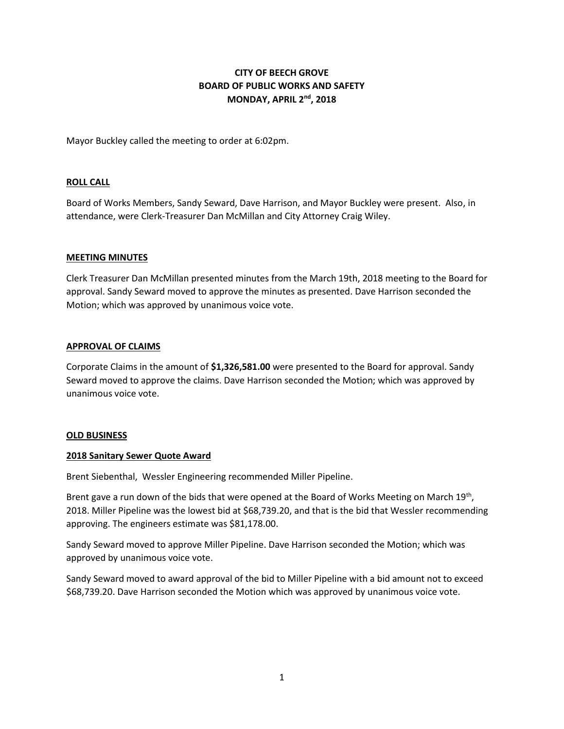**CITY OF BEECH GROVE**
**BOARD OF PUBLIC WORKS AND SAFETY**
**MONDAY, APRIL 2nd, 2018**

Mayor Buckley called the meeting to order at 6:02pm.

## ROLL CALL

Board of Works Members, Sandy Seward, Dave Harrison, and Mayor Buckley were present. Also, in attendance, were Clerk-Treasurer Dan McMillan and City Attorney Craig Wiley.

## MEETING MINUTES

Clerk Treasurer Dan McMillan presented minutes from the March 19th, 2018 meeting to the Board for approval. Sandy Seward moved to approve the minutes as presented. Dave Harrison seconded the Motion; which was approved by unanimous voice vote.

## APPROVAL OF CLAIMS

Corporate Claims in the amount of **$1,326,581.00** were presented to the Board for approval. Sandy Seward moved to approve the claims. Dave Harrison seconded the Motion; which was approved by unanimous voice vote.

## OLD BUSINESS

### 2018 Sanitary Sewer Quote Award

Brent Siebenthal, Wessler Engineering recommended Miller Pipeline.

Brent gave a run down of the bids that were opened at the Board of Works Meeting on March 19th, 2018. Miller Pipeline was the lowest bid at $68,739.20, and that is the bid that Wessler recommending approving. The engineers estimate was $81,178.00.

Sandy Seward moved to approve Miller Pipeline. Dave Harrison seconded the Motion; which was approved by unanimous voice vote.

Sandy Seward moved to award approval of the bid to Miller Pipeline with a bid amount not to exceed $68,739.20. Dave Harrison seconded the Motion which was approved by unanimous voice vote.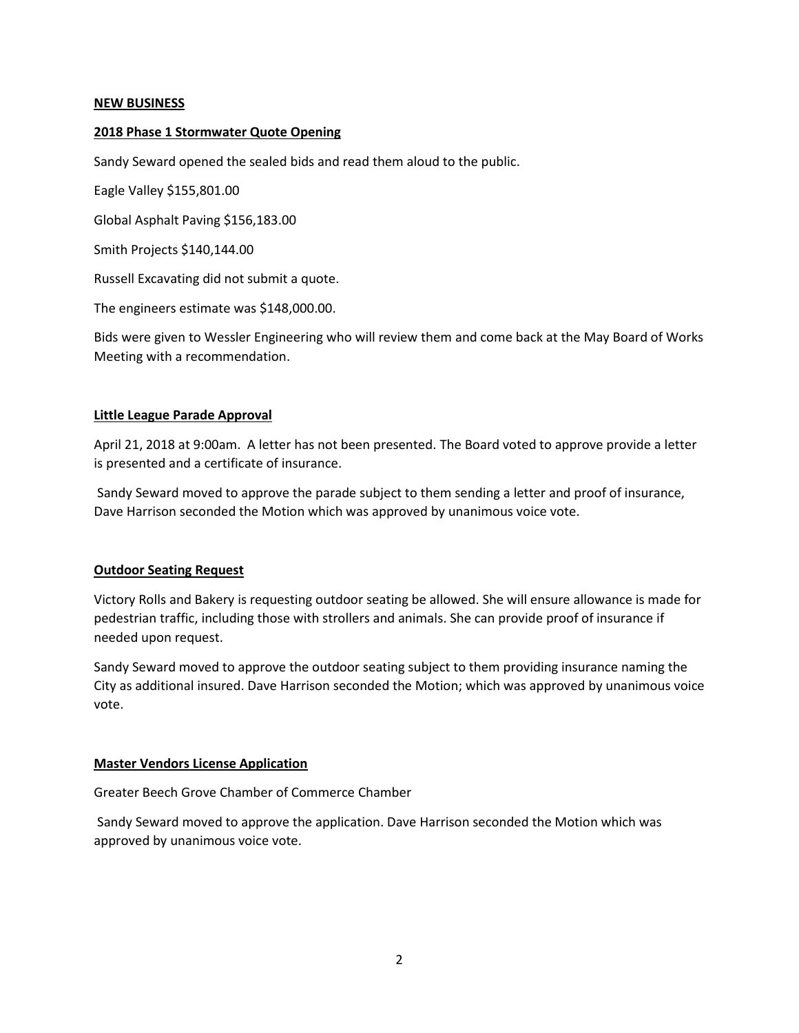**NEW BUSINESS**

**2018 Phase 1 Stormwater Quote Opening**

Sandy Seward opened the sealed bids and read them aloud to the public.

Eagle Valley $155,801.00

Global Asphalt Paving $156,183.00

Smith Projects $140,144.00

Russell Excavating did not submit a quote.

The engineers estimate was $148,000.00.

Bids were given to Wessler Engineering who will review them and come back at the May Board of Works Meeting with a recommendation.

**Little League Parade Approval**

April 21, 2018 at 9:00am. A letter has not been presented. The Board voted to approve provide a letter is presented and a certificate of insurance.

Sandy Seward moved to approve the parade subject to them sending a letter and proof of insurance, Dave Harrison seconded the Motion which was approved by unanimous voice vote.

**Outdoor Seating Request**

Victory Rolls and Bakery is requesting outdoor seating be allowed. She will ensure allowance is made for pedestrian traffic, including those with strollers and animals. She can provide proof of insurance if needed upon request.

Sandy Seward moved to approve the outdoor seating subject to them providing insurance naming the City as additional insured. Dave Harrison seconded the Motion; which was approved by unanimous voice vote.

**Master Vendors License Application**

Greater Beech Grove Chamber of Commerce Chamber

Sandy Seward moved to approve the application. Dave Harrison seconded the Motion which was approved by unanimous voice vote.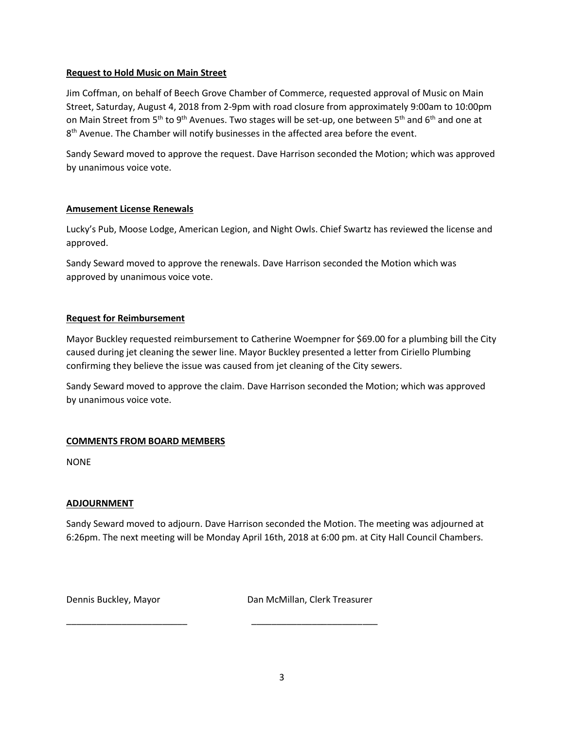**Request to Hold Music on Main Street**

Jim Coffman, on behalf of Beech Grove Chamber of Commerce, requested approval of Music on Main Street, Saturday, August 4, 2018 from 2-9pm with road closure from approximately 9:00am to 10:00pm on Main Street from 5th to 9th Avenues. Two stages will be set-up, one between 5th and 6th and one at 8th Avenue. The Chamber will notify businesses in the affected area before the event.

Sandy Seward moved to approve the request. Dave Harrison seconded the Motion; which was approved by unanimous voice vote.

**Amusement License Renewals**

Lucky's Pub, Moose Lodge, American Legion, and Night Owls. Chief Swartz has reviewed the license and approved.

Sandy Seward moved to approve the renewals. Dave Harrison seconded the Motion which was approved by unanimous voice vote.

**Request for Reimbursement**

Mayor Buckley requested reimbursement to Catherine Woempner for $69.00 for a plumbing bill the City caused during jet cleaning the sewer line. Mayor Buckley presented a letter from Ciriello Plumbing confirming they believe the issue was caused from jet cleaning of the City sewers.

Sandy Seward moved to approve the claim. Dave Harrison seconded the Motion; which was approved by unanimous voice vote.

**COMMENTS FROM BOARD MEMBERS**

NONE

**ADJOURNMENT**

Sandy Seward moved to adjourn. Dave Harrison seconded the Motion. The meeting was adjourned at 6:26pm. The next meeting will be Monday April 16th, 2018 at 6:00 pm. at City Hall Council Chambers.

Dennis Buckley, Mayor

________________________

Dan McMillan, Clerk Treasurer

________________________